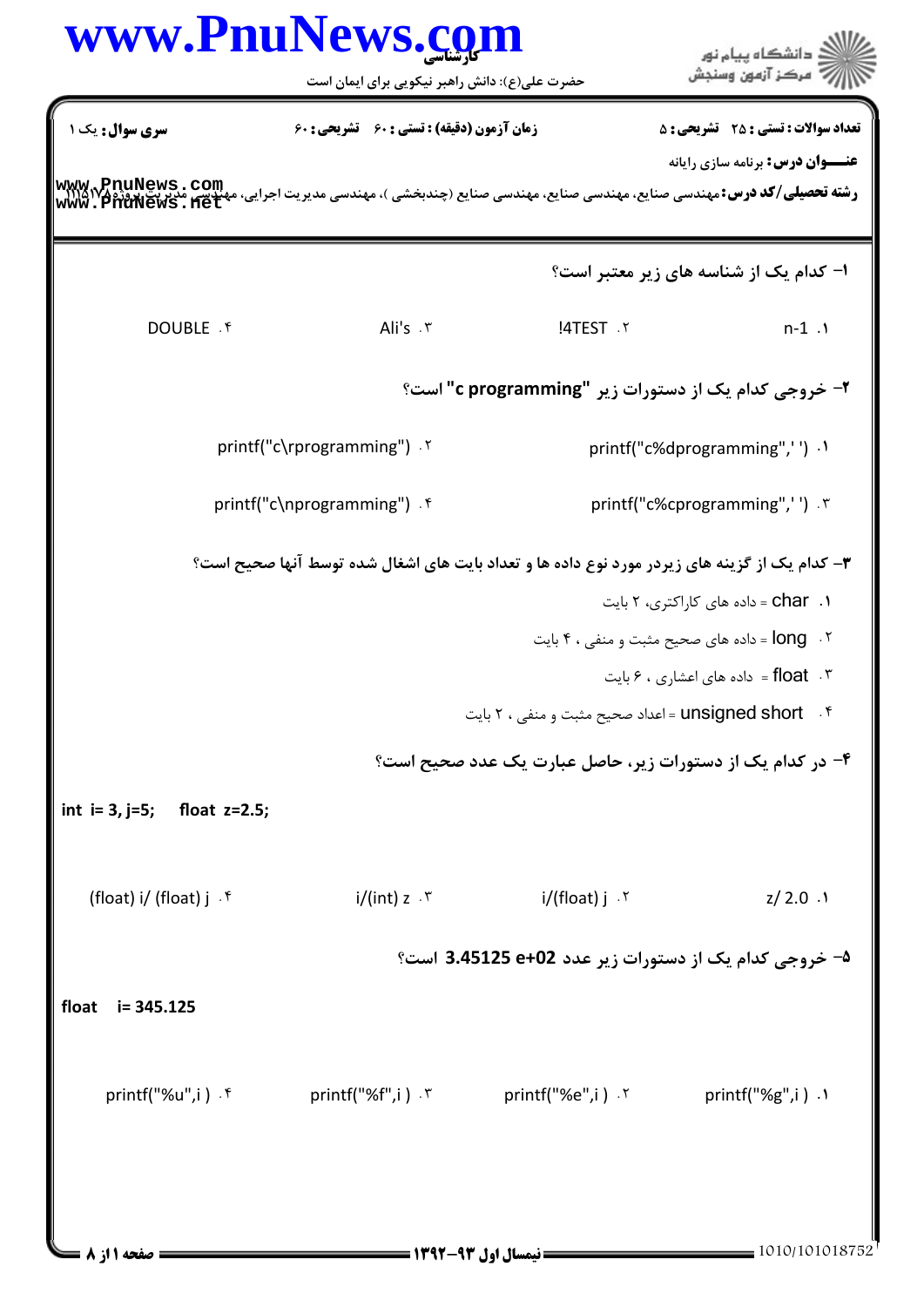**سری سوال:** یک ۱

**زمان آزمون (دقیقه) : تستی : ۶۰ تشریحی : ۶۰**

**تعداد سوالات : تستی : ۲۵ تشریحی : ۵**

**عنـــوان درس:** برنامه سازی رایانه

**رشته تحصیلی/کد درس:** مهندسی صنایع، مهندسی صنایع، مهندسی صنایع (چندبخشی )، مهندسی مدیریت اجرایی، مهندسی مدیریت پروژه ۱۱۱۵۱۷۵

۱- کدام یک از شناسه های زیر معتبر است؟

۱. n-1
۲. !4TEST
۳. Ali's
۴. DOUBLE

۲- خروجی کدام یک از دستورات زیر "c programming" است؟

۱. printf("c%dprogramming",' ')
۲. printf("c\rprogramming")
۳. printf("c%cprogramming",' ')
۴. printf("c\nprogramming")

۳- کدام یک از گزینه های زیردر مورد نوع داده ها و تعداد بایت های اشغال شده توسط آنها صحیح است؟

۱. char = داده های کاراکتری، ۲ بایت
۲. long = داده های صحیح مثبت و منفی ، ۴ بایت
۳. float = داده های اعشاری ، ۶ بایت
۴. unsigned short = اعداد صحیح مثبت و منفی ، ۲ بایت

۴- در کدام یک از دستورات زیر، حاصل عبارت یک عدد صحیح است؟

```
int  i= 3, j=5;    float  z=2.5;
```

۱. z/ 2.0
۲. i/(float) j
۳. i/(int) z
۴. (float) i/ (float) j

۵- خروجی کدام یک از دستورات زیر عدد 3.45125 e+02 است؟

```
float   i= 345.125
```

۱. printf("%g",i )
۲. printf("%e",i )
۳. printf("%f",i )
۴. printf("%u",i )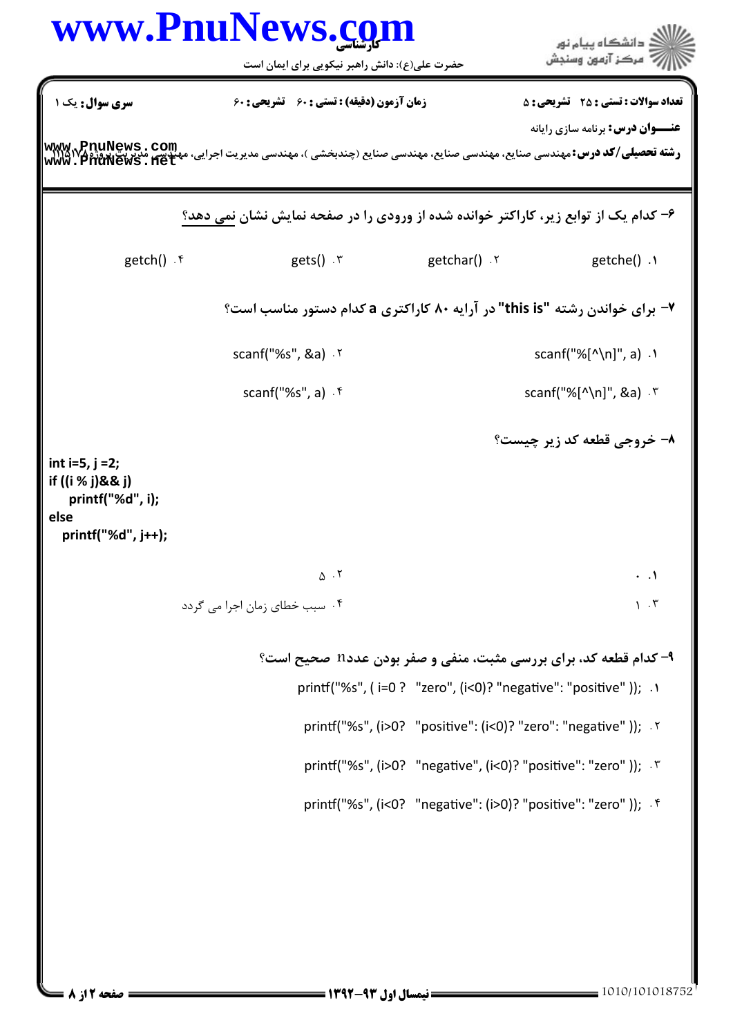**سری سوال:** یک ۱

**زمان آزمون (دقیقه) : تستی :** ۶۰ **تشریحی :** ۶۰

**تعداد سوالات : تستی :** ۲۵ **تشریحی :** ۵

**عنـــوان درس:** برنامه سازی رایانه

**رشته تحصیلی/کد درس:** مهندسی صنایع، مهندسی صنایع، مهندسی صنایع (چندبخشی )، مهندسی مدیریت اجرایی، مهندسی مدیریت پروژه ۱۱۱۵۱۷۸

۶- کدام یک از توابع زیر، کاراکتر خوانده شده از ورودی را در صفحه نمایش نشان <u>نمی دهد</u>؟

۱. getche()

۲. getchar()

۳. gets()

۴. getch()

۷- برای خواندن رشته "this is" در آرایه ۸۰ کاراکتری a کدام دستور مناسب است؟

۱. scanf("%[^\n]", a)

۲. scanf("%s", &a)

۳. scanf("%[^\n]", &a)

۴. scanf("%s", a)

۸- خروجی قطعه کد زیر چیست؟

```
int i=5, j =2;
if ((i % j)&& j)
    printf("%d", i);
else
   printf("%d", j++);
```

۱. ۰

۲. ۵

۳. ۱

۴. سبب خطای زمان اجرا می گردد

۹- کدام قطعه کد، برای بررسی مثبت، منفی و صفر بودن عدد n صحیح است؟

۱. printf("%s", ( i=0 ?  "zero", (i<0)? "negative": "positive" ));

۲. printf("%s", (i>0?  "positive": (i<0)? "zero": "negative" ));

۳. printf("%s", (i>0?  "negative", (i<0)? "positive": "zero" ));

۴. printf("%s", (i<0?  "negative": (i>0)? "positive": "zero" ));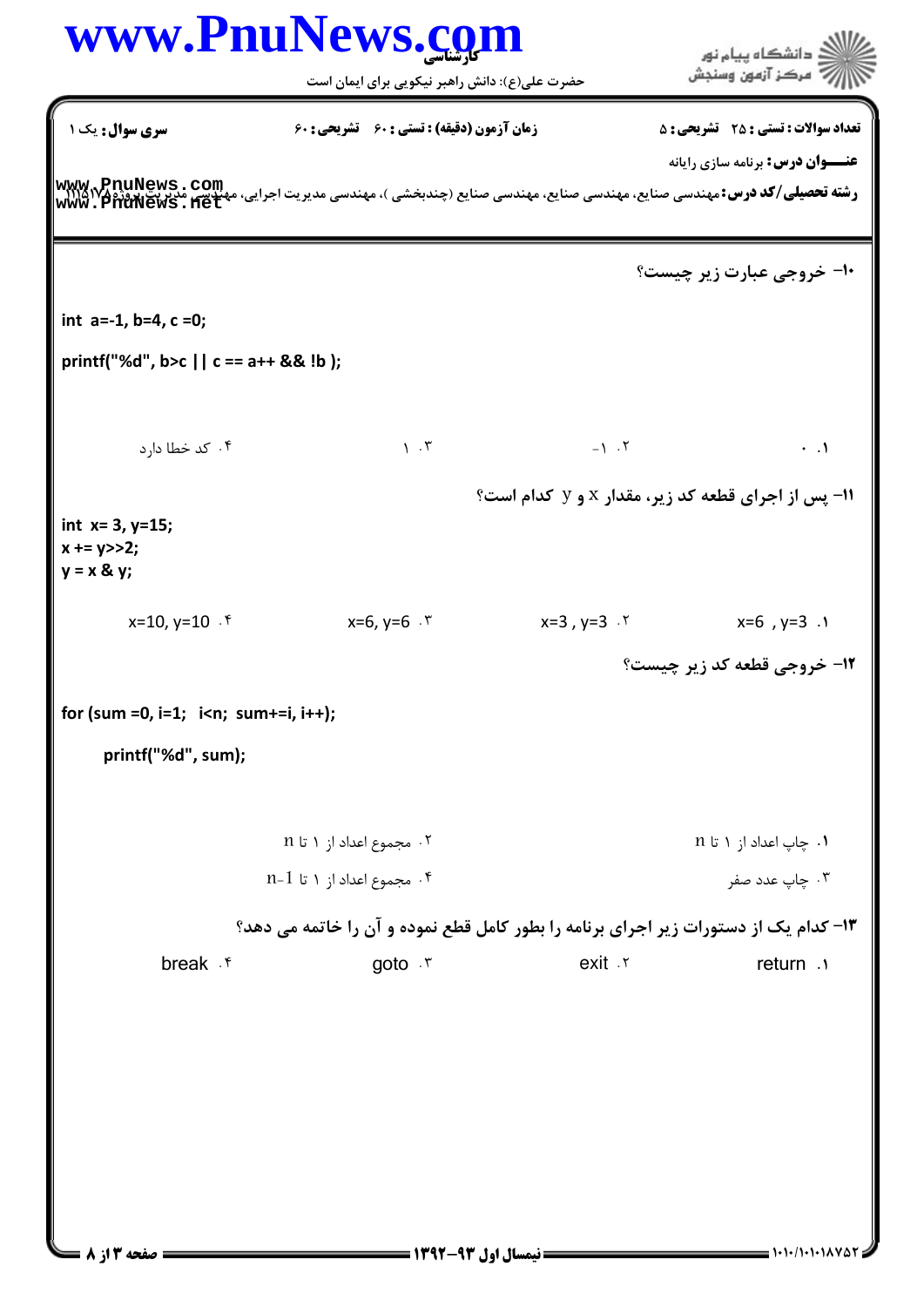**سری سوال:** یک ۱ | **زمان آزمون (دقیقه) : تستی : ۶۰ تشریحی : ۶۰** | **تعداد سوالات : تستی : ۲۵ تشریحی : ۵**

**عنـــوان درس:** برنامه سازی رایانه

**رشته تحصیلی/کد درس:** مهندسی صنایع، مهندسی صنایع، مهندسی صنایع (چندبخشی )، مهندسی مدیریت اجرایی، مهندسی مدیریت پروژه ۱۱۱۵۱۷۵

**۱۰- خروجی عبارت زیر چیست؟**

```
int  a=-1, b=4, c =0;
printf("%d", b>c || c == a++ && !b );
```

۱. ۰  ۲. ۱-  ۳. ۱  ۴. کد خطا دارد

**۱۱- پس از اجرای قطعه کد زیر، مقدار x و y کدام است؟**

```
int  x= 3, y=15;
x += y>>2;
y = x & y;
```

۱. x=6 , y=3  ۲. x=3 , y=3  ۳. x=6, y=6  ۴. x=10, y=10

**۱۲- خروجی قطعه کد زیر چیست؟**

```
for (sum =0, i=1;  i<n;  sum+=i, i++);
    printf("%d", sum);
```

۱. چاپ اعداد از ۱ تا n  ۲. مجموع اعداد از ۱ تا n  ۳. چاپ عدد صفر  ۴. مجموع اعداد از ۱ تا n-1

**۱۳- کدام یک از دستورات زیر اجرای برنامه را بطور کامل قطع نموده و آن را خاتمه می دهد؟**

۱. return  ۲. exit  ۳. goto  ۴. break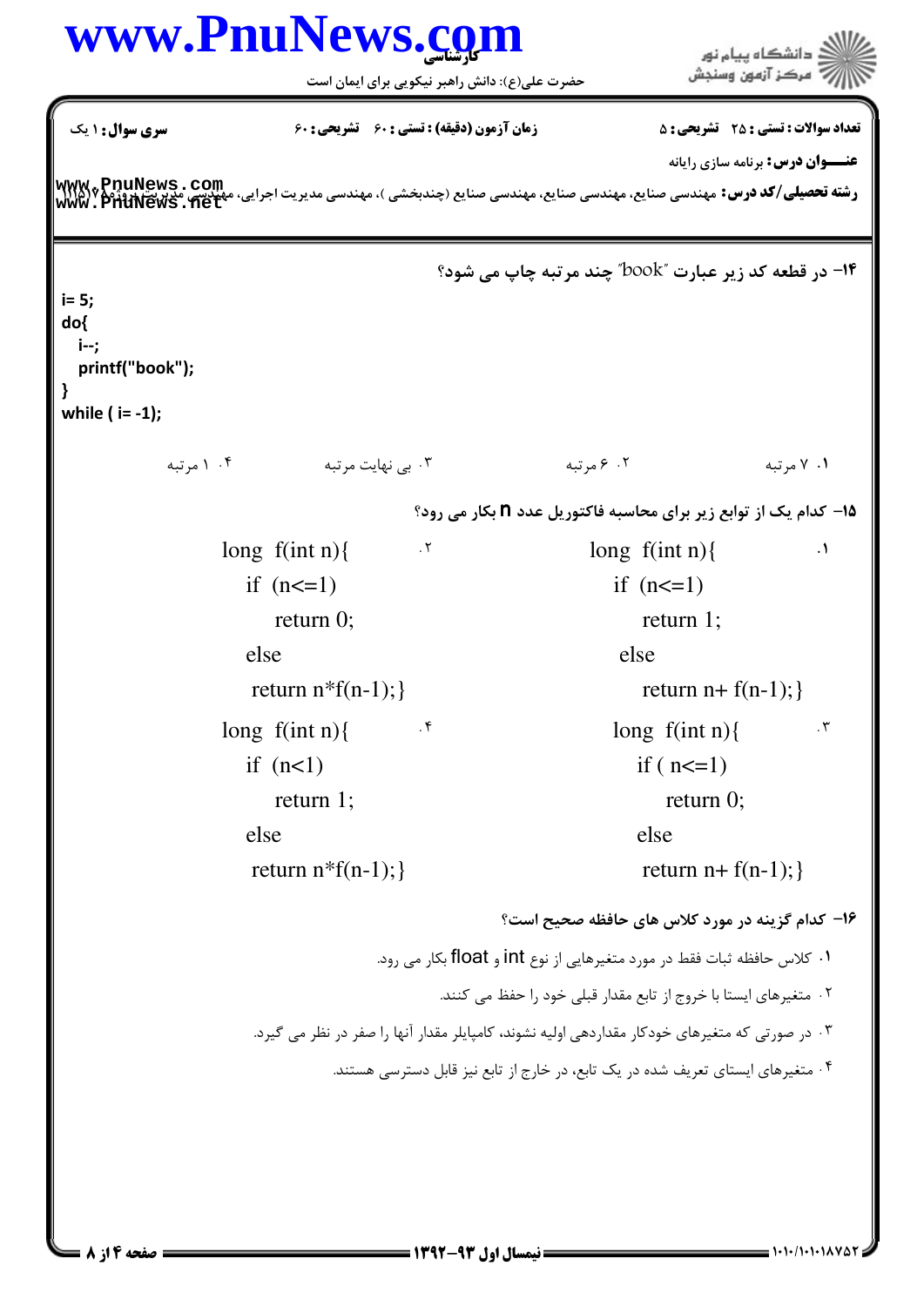**سری سوال:** ۱ یک

**زمان آزمون (دقیقه) : تستی : ۶۰ تشریحی : ۶۰**

**تعداد سوالات : تستی : ۲۵ تشریحی : ۵**

**عنـــوان درس:** برنامه سازی رایانه

**رشته تحصیلی/کد درس:** مهندسی صنایع، مهندسی صنایع، مهندسی صنایع (چندبخشی )، مهندسی مدیریت اجرایی، مهندسی مدیریت پروژه ۱۱۱۵۱۷۵

۱۴- در قطعه کد زیر عبارت "book" چند مرتبه چاپ می شود؟

```
i= 5;
do{
  i--;
  printf("book");
}
while ( i= -1);
```

۱. ۷ مرتبه ۲. ۶ مرتبه ۳. بی نهایت مرتبه ۴. ۱ مرتبه

۱۵- کدام یک از توابع زیر برای محاسبه فاکتوریل عدد n بکار می رود؟

۱.
```
long  f(int n){
  if  (n<=1)
     return 1;
  else
     return n+ f(n-1);}
```

۲.
```
long  f(int n){
  if  (n<=1)
     return 0;
  else
     return n*f(n-1);}
```

۳.
```
long  f(int n){
  if ( n<=1)
     return 0;
  else
     return n+ f(n-1);}
```

۴.
```
long  f(int n){
  if  (n<1)
     return 1;
  else
     return n*f(n-1);}
```

۱۶- کدام گزینه در مورد کلاس های حافظه صحیح است؟

۱. کلاس حافظه ثبات فقط در مورد متغیرهایی از نوع int و float بکار می رود.

۲. متغیرهای ایستا با خروج از تابع مقدار قبلی خود را حفظ می کنند.

۳. در صورتی که متغیرهای خودکار مقداردهی اولیه نشوند، کامپایلر مقدار آنها را صفر در نظر می گیرد.

۴. متغیرهای ایستای تعریف شده در یک تابع، در خارج از تابع نیز قابل دسترسی هستند.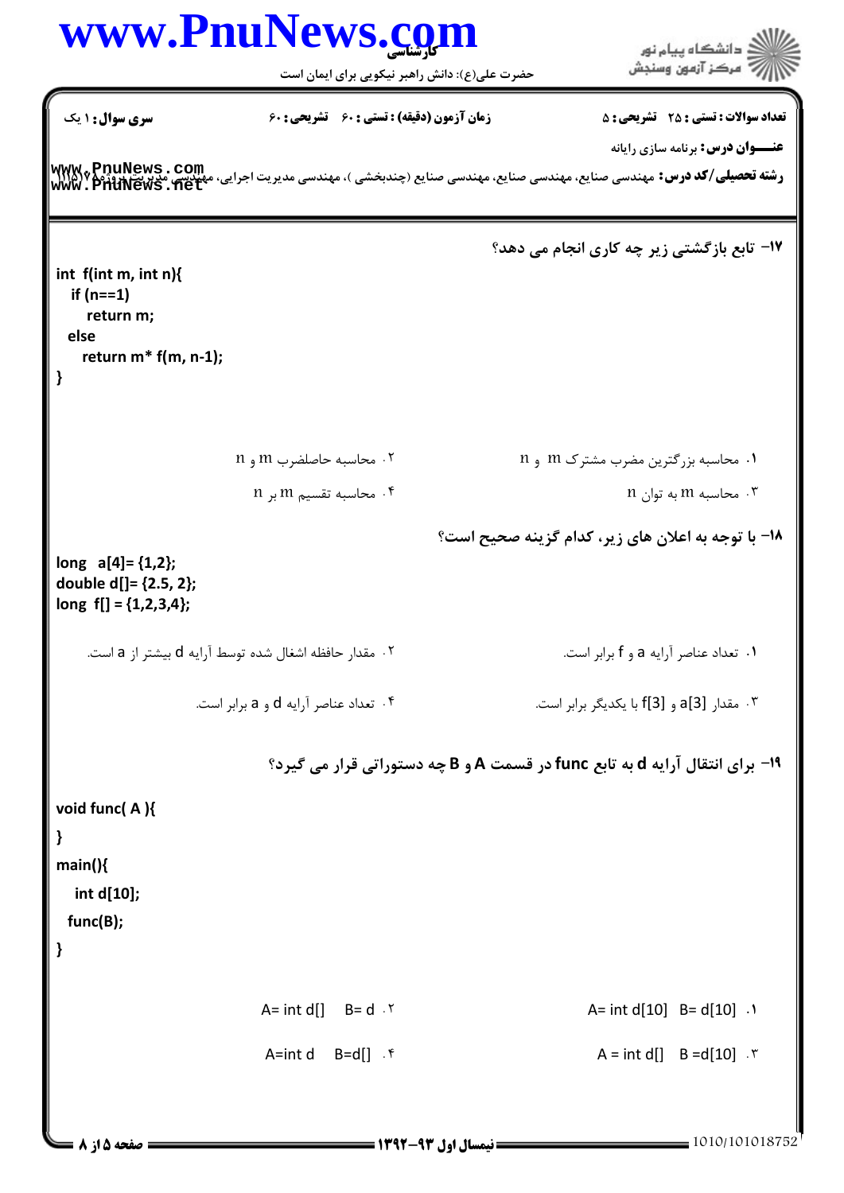**سری سوال:** ۱ یک

**زمان آزمون (دقیقه) : تستی :** ۶۰ **تشریحی :** ۶۰

**تعداد سوالات : تستی :** ۲۵ **تشریحی :** ۵

**عنـــوان درس:** برنامه سازی رایانه

**رشته تحصیلی/کد درس:** مهندسی صنایع، مهندسی صنایع، مهندسی صنایع (چندبخشی )، مهندسی مدیریت اجرایی، مهندسی مدیریت پروژه ۱۱۱۵۱۷۵

۱۷– تابع بازگشتی زیر چه کاری انجام می دهد؟

```
int f(int m, int n){
  if (n==1)
     return m;
  else
    return m* f(m, n-1);
}
```

۱. محاسبه بزرگترین مضرب مشترک m و n

۲. محاسبه حاصلضرب m و n

۳. محاسبه m به توان n

۴. محاسبه تقسیم m بر n

۱۸– با توجه به اعلان های زیر، کدام گزینه صحیح است؟

```
long  a[4]= {1,2};
double d[]= {2.5, 2};
long  f[] = {1,2,3,4};
```

۱. تعداد عناصر آرایه a و f برابر است.

۲. مقدار حافظه اشغال شده توسط آرایه d بیشتر از a است.

۳. مقدار a[3] و f[3] با یکدیگر برابر است.

۴. تعداد عناصر آرایه d و a برابر است.

۱۹– برای انتقال آرایه d به تابع func در قسمت A و B چه دستوراتی قرار می گیرد؟

```
void func( A ){
}
main(){
   int d[10];
  func(B);
}
```

۱. A= int d[10]   B= d[10]

۲. A= int d[]    B= d

۳. A = int d[]    B =d[10]

۴. A=int d    B=d[]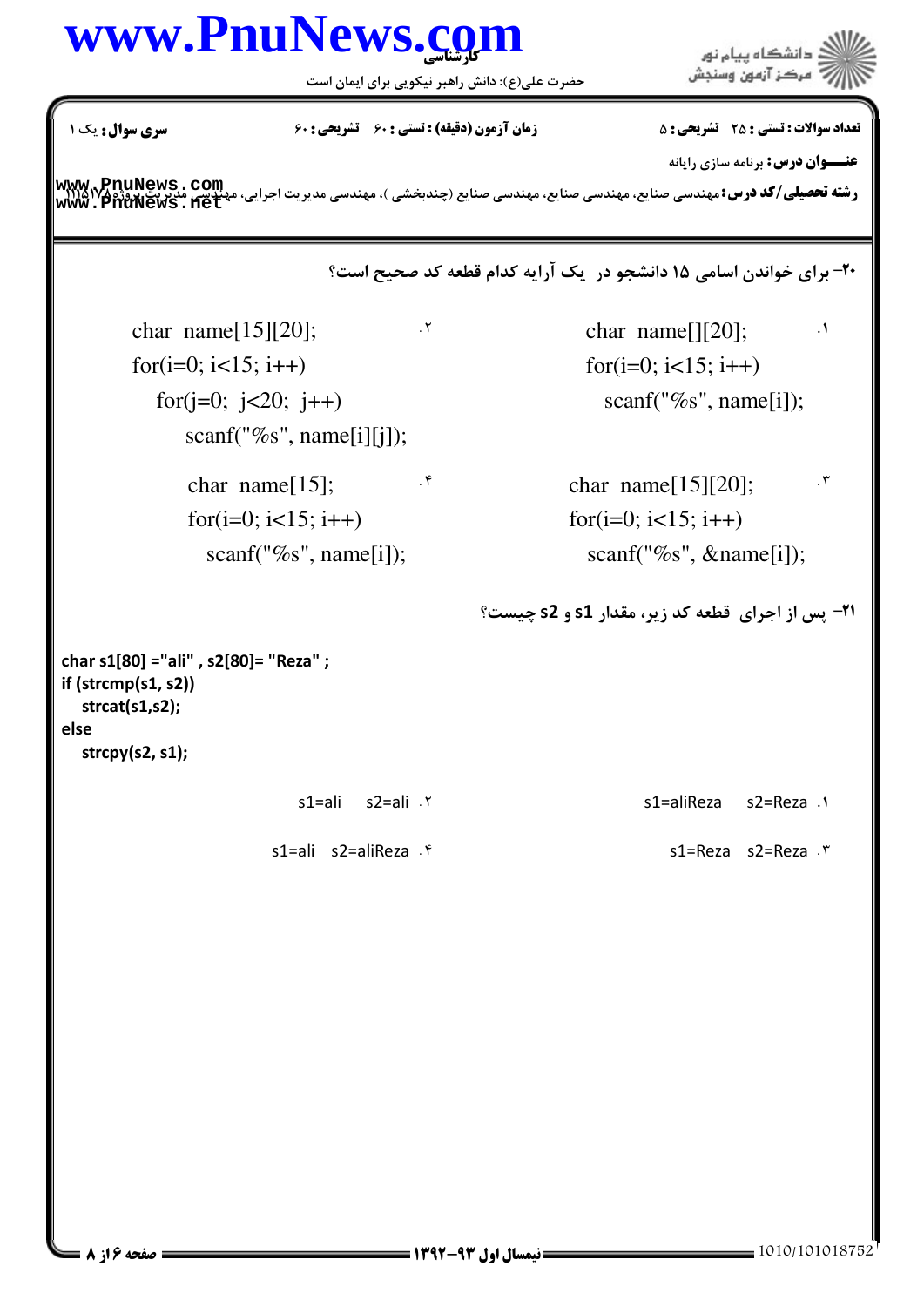**۲۰- برای خواندن اسامی ۱۵ دانشجو در یک آرایه کدام قطعه کد صحیح است؟**

۱.
```
char name[][20];
for(i=0; i<15; i++)
    scanf("%s", name[i]);
```

۲.
```
char name[15][20];
for(i=0; i<15; i++)
    for(j=0; j<20; j++)
        scanf("%s", name[i][j]);
```

۳.
```
char name[15][20];
for(i=0; i<15; i++)
    scanf("%s", &name[i]);
```

۴.
```
char name[15];
for(i=0; i<15; i++)
    scanf("%s", name[i]);
```

**۲۱- پس از اجرای قطعه کد زیر، مقدار s1 و s2 چیست؟**

```
char s1[80] ="ali" , s2[80]= "Reza" ;
if (strcmp(s1, s2))
   strcat(s1,s2);
else
   strcpy(s2, s1);
```

۱. s1=aliReza s2=Reza

۲. s1=ali s2=ali

۳. s1=Reza s2=Reza

۴. s1=ali s2=aliReza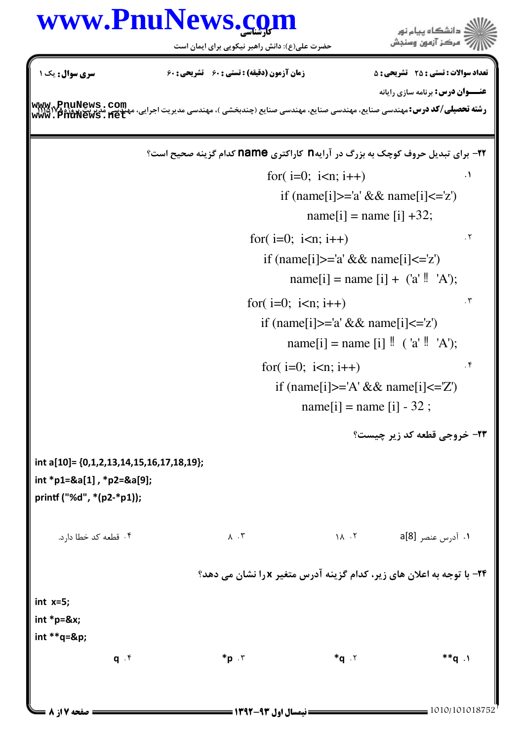**سری سوال:** یک ۱

**زمان آزمون (دقیقه) : تستی : ۶۰ تشریحی : ۶۰**

**تعداد سوالات : تستی : ۲۵ تشریحی : ۵**

**عنـــوان درس:** برنامه سازی رایانه

**رشته تحصیلی/کد درس:** مهندسی صنایع، مهندسی صنایع، مهندسی صنایع (چندبخشی )، مهندسی مدیریت اجرایی، مهندسی مدیریت پروژه ۱۱۱۵۱۷۵

**۲۲- برای تبدیل حروف کوچک به بزرگ در آرایه n کاراکتری name کدام گزینه صحیح است؟**

۱.
```
for( i=0;  i<n; i++)
    if (name[i]>='a' && name[i]<='z')
        name[i] = name [i] +32;
```

۲.
```
for( i=0;  i<n; i++)
    if (name[i]>='a' && name[i]<='z')
        name[i] = name [i] +  ('a' ‼  'A');
```

۳.
```
for( i=0;  i<n; i++)
    if (name[i]>='a' && name[i]<='z')
        name[i] = name [i] ‼  ( 'a' ‼  'A');
```

۴.
```
for( i=0;  i<n; i++)
    if (name[i]>='A' && name[i]<='Z')
        name[i] = name [i] - 32 ;
```

**۲۳- خروجی قطعه کد زیر چیست؟**

```
int a[10]= {0,1,2,13,14,15,16,17,18,19};
int *p1=&a[1] , *p2=&a[9];
printf ("%d", *(p2-*p1));
```

۱. آدرس عنصر a[8]
۲. ۱۸
۳. ۸
۴. قطعه کد خطا دارد.

**۲۴- با توجه به اعلان های زیر، کدام گزینه آدرس متغیر x را نشان می دهد؟**

```
int  x=5;
int *p=&x;
int **q=&p;
```

۱. `**q`
۲. `*q`
۳. `*p`
۴. `q`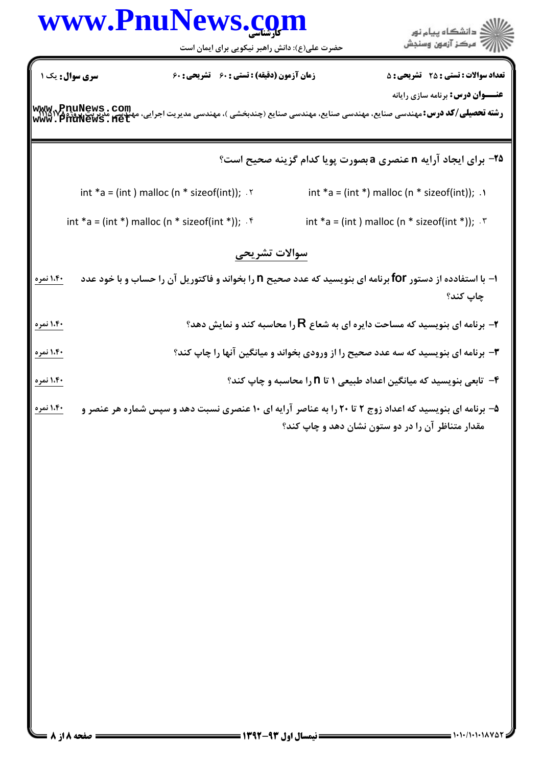**سری سوال:** یک ۱

**زمان آزمون (دقیقه) : تستی : ۶۰ تشریحی : ۶۰**

**تعداد سوالات : تستی : ۲۵ تشریحی : ۵**

**عنـــوان درس:** برنامه سازی رایانه

**رشته تحصیلی/کد درس:** مهندسی صنایع، مهندسی صنایع، مهندسی صنایع (چندبخشی )، مهندسی مدیریت اجرایی، مهندسی مدیریت پروژه ۱۱۱۵۱۷۵

---

**۲۵- برای ایجاد آرایه n عنصری a بصورت پویا کدام گزینه صحیح است؟**

۱. `int *a = (int *) malloc (n * sizeof(int));`

۲. `int *a = (int ) malloc (n * sizeof(int));`

۳. `int *a = (int ) malloc (n * sizeof(int *));`

۴. `int *a = (int *) malloc (n * sizeof(int *));`

## سوالات تشریحی

۱- با استفاده از دستور **for** برنامه ای بنویسید که عدد صحیح **n** را بخواند و فاکتوریل آن را حساب و با خود عدد چاپ کند؟ (۱،۴۰ نمره)

۲- برنامه ای بنویسید که مساحت دایره ای به شعاع **R** را محاسبه کند و نمایش دهد؟ (۱،۴۰ نمره)

۳- برنامه ای بنویسید که سه عدد صحیح را از ورودی بخواند و میانگین آنها را چاپ کند؟ (۱،۴۰ نمره)

۴- تابعی بنویسید که میانگین اعداد طبیعی ۱ تا **n** را محاسبه و چاپ کند؟ (۱،۴۰ نمره)

۵- برنامه ای بنویسید که اعداد زوج ۲ تا ۲۰ را به عناصر آرایه ای ۱۰ عنصری نسبت دهد و سپس شماره هر عنصر و مقدار متناظر آن را در دو ستون نشان دهد و چاپ کند؟ (۱،۴۰ نمره)